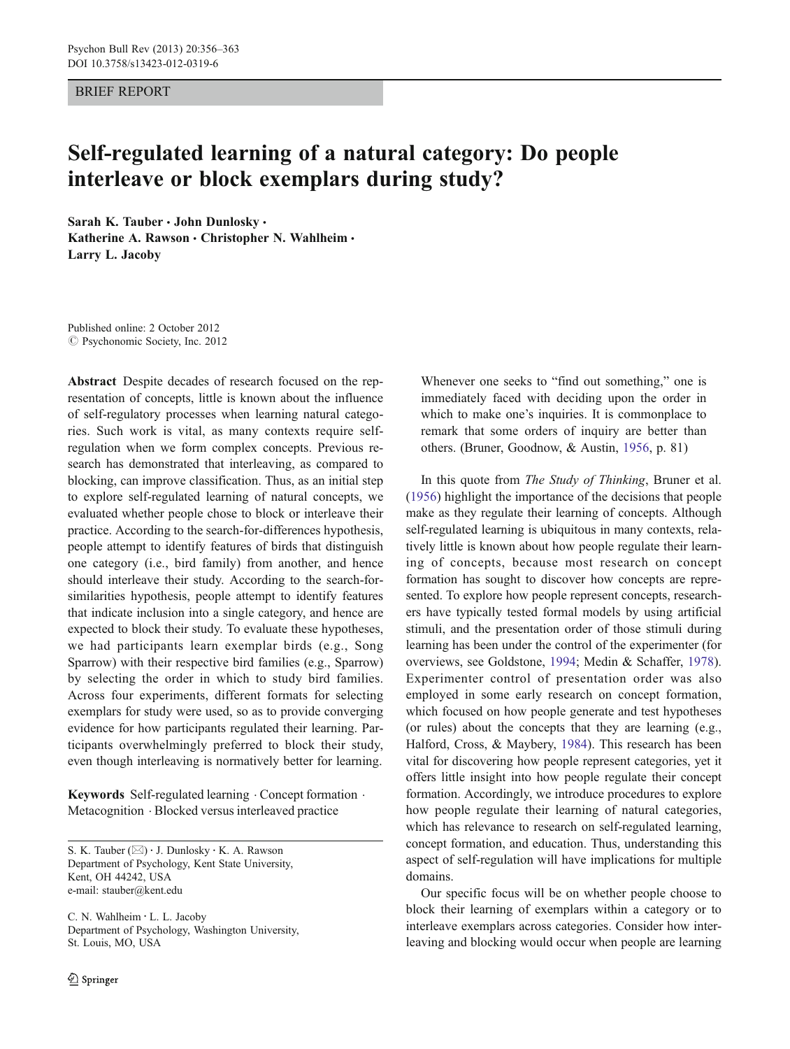BRIEF REPORT

# Self-regulated learning of a natural category: Do people interleave or block exemplars during study?

Sarah K. Tauber · John Dunlosky · Katherine A. Rawson · Christopher N. Wahlheim · Larry L. Jacoby

Published online: 2 October 2012
© Psychonomic Society, Inc. 2012

**Abstract** Despite decades of research focused on the representation of concepts, little is known about the influence of self-regulatory processes when learning natural categories. Such work is vital, as many contexts require self-regulation when we form complex concepts. Previous research has demonstrated that interleaving, as compared to blocking, can improve classification. Thus, as an initial step to explore self-regulated learning of natural concepts, we evaluated whether people chose to block or interleave their practice. According to the search-for-differences hypothesis, people attempt to identify features of birds that distinguish one category (i.e., bird family) from another, and hence should interleave their study. According to the search-for-similarities hypothesis, people attempt to identify features that indicate inclusion into a single category, and hence are expected to block their study. To evaluate these hypotheses, we had participants learn exemplar birds (e.g., Song Sparrow) with their respective bird families (e.g., Sparrow) by selecting the order in which to study bird families. Across four experiments, different formats for selecting exemplars for study were used, so as to provide converging evidence for how participants regulated their learning. Participants overwhelmingly preferred to block their study, even though interleaving is normatively better for learning.

**Keywords** Self-regulated learning · Concept formation · Metacognition · Blocked versus interleaved practice

S. K. Tauber (✉) · J. Dunlosky · K. A. Rawson
Department of Psychology, Kent State University,
Kent, OH 44242, USA
e-mail: stauber@kent.edu

C. N. Wahlheim · L. L. Jacoby
Department of Psychology, Washington University,
St. Louis, MO, USA

> Whenever one seeks to "find out something," one is immediately faced with deciding upon the order in which to make one's inquiries. It is commonplace to remark that some orders of inquiry are better than others. (Bruner, Goodnow, & Austin, 1956, p. 81)

In this quote from *The Study of Thinking*, Bruner et al. (1956) highlight the importance of the decisions that people make as they regulate their learning of concepts. Although self-regulated learning is ubiquitous in many contexts, relatively little is known about how people regulate their learning of concepts, because most research on concept formation has sought to discover how concepts are represented. To explore how people represent concepts, researchers have typically tested formal models by using artificial stimuli, and the presentation order of those stimuli during learning has been under the control of the experimenter (for overviews, see Goldstone, 1994; Medin & Schaffer, 1978). Experimenter control of presentation order was also employed in some early research on concept formation, which focused on how people generate and test hypotheses (or rules) about the concepts that they are learning (e.g., Halford, Cross, & Maybery, 1984). This research has been vital for discovering how people represent categories, yet it offers little insight into how people regulate their concept formation. Accordingly, we introduce procedures to explore how people regulate their learning of natural categories, which has relevance to research on self-regulated learning, concept formation, and education. Thus, understanding this aspect of self-regulation will have implications for multiple domains.

Our specific focus will be on whether people choose to block their learning of exemplars within a category or to interleave exemplars across categories. Consider how interleaving and blocking would occur when people are learning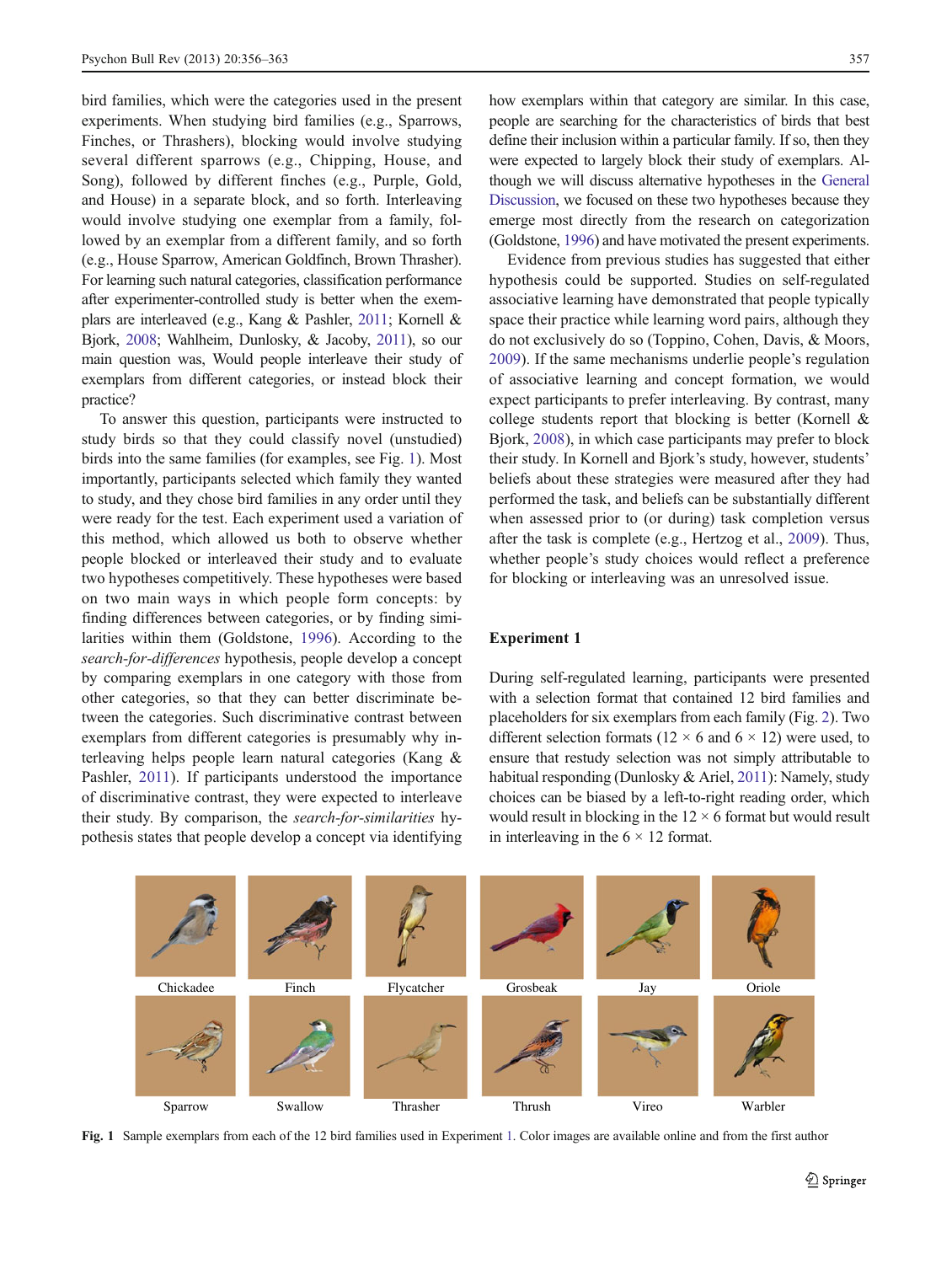bird families, which were the categories used in the present experiments. When studying bird families (e.g., Sparrows, Finches, or Thrashers), blocking would involve studying several different sparrows (e.g., Chipping, House, and Song), followed by different finches (e.g., Purple, Gold, and House) in a separate block, and so forth. Interleaving would involve studying one exemplar from a family, followed by an exemplar from a different family, and so forth (e.g., House Sparrow, American Goldfinch, Brown Thrasher). For learning such natural categories, classification performance after experimenter-controlled study is better when the exemplars are interleaved (e.g., Kang & Pashler, 2011; Kornell & Bjork, 2008; Wahlheim, Dunlosky, & Jacoby, 2011), so our main question was, Would people interleave their study of exemplars from different categories, or instead block their practice?

To answer this question, participants were instructed to study birds so that they could classify novel (unstudied) birds into the same families (for examples, see Fig. 1). Most importantly, participants selected which family they wanted to study, and they chose bird families in any order until they were ready for the test. Each experiment used a variation of this method, which allowed us both to observe whether people blocked or interleaved their study and to evaluate two hypotheses competitively. These hypotheses were based on two main ways in which people form concepts: by finding differences between categories, or by finding similarities within them (Goldstone, 1996). According to the *search-for-differences* hypothesis, people develop a concept by comparing exemplars in one category with those from other categories, so that they can better discriminate between the categories. Such discriminative contrast between exemplars from different categories is presumably why interleaving helps people learn natural categories (Kang & Pashler, 2011). If participants understood the importance of discriminative contrast, they were expected to interleave their study. By comparison, the *search-for-similarities* hypothesis states that people develop a concept via identifying how exemplars within that category are similar. In this case, people are searching for the characteristics of birds that best define their inclusion within a particular family. If so, then they were expected to largely block their study of exemplars. Although we will discuss alternative hypotheses in the General Discussion, we focused on these two hypotheses because they emerge most directly from the research on categorization (Goldstone, 1996) and have motivated the present experiments.

Evidence from previous studies has suggested that either hypothesis could be supported. Studies on self-regulated associative learning have demonstrated that people typically space their practice while learning word pairs, although they do not exclusively do so (Toppino, Cohen, Davis, & Moors, 2009). If the same mechanisms underlie people's regulation of associative learning and concept formation, we would expect participants to prefer interleaving. By contrast, many college students report that blocking is better (Kornell & Bjork, 2008), in which case participants may prefer to block their study. In Kornell and Bjork's study, however, students' beliefs about these strategies were measured after they had performed the task, and beliefs can be substantially different when assessed prior to (or during) task completion versus after the task is complete (e.g., Hertzog et al., 2009). Thus, whether people's study choices would reflect a preference for blocking or interleaving was an unresolved issue.

## Experiment 1

During self-regulated learning, participants were presented with a selection format that contained 12 bird families and placeholders for six exemplars from each family (Fig. 2). Two different selection formats ($12 \times 6$ and $6 \times 12$) were used, to ensure that restudy selection was not simply attributable to habitual responding (Dunlosky & Ariel, 2011): Namely, study choices can be biased by a left-to-right reading order, which would result in blocking in the $12 \times 6$ format but would result in interleaving in the $6 \times 12$ format.

Chickadee | Finch | Flycatcher | Grosbeak | Jay | Oriole
Sparrow | Swallow | Thrasher | Thrush | Vireo | Warbler

**Fig. 1** Sample exemplars from each of the 12 bird families used in Experiment 1. Color images are available online and from the first author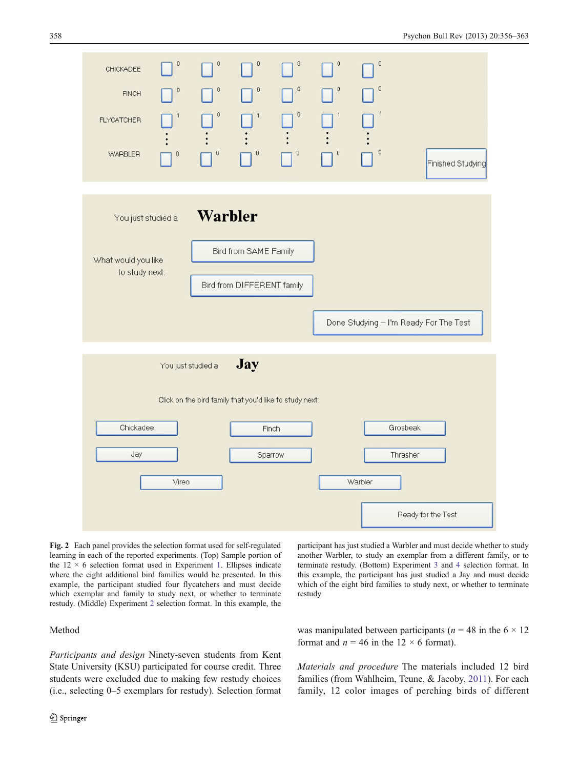**Fig. 2** Each panel provides the selection format used for self-regulated learning in each of the reported experiments. (Top) Sample portion of the 12 × 6 selection format used in Experiment 1. Ellipses indicate where the eight additional bird families would be presented. In this example, the participant studied four flycatchers and must decide which exemplar and family to study next, or whether to terminate restudy. (Middle) Experiment 2 selection format. In this example, the participant has just studied a Warbler and must decide whether to study another Warbler, to study an exemplar from a different family, or to terminate restudy. (Bottom) Experiment 3 and 4 selection format. In this example, the participant has just studied a Jay and must decide which of the eight bird families to study next, or whether to terminate restudy

## Method

*Participants and design* Ninety-seven students from Kent State University (KSU) participated for course credit. Three students were excluded due to making few restudy choices (i.e., selecting 0–5 exemplars for restudy). Selection format was manipulated between participants ($n = 48$ in the 6 × 12 format and $n = 46$ in the 12 × 6 format).

*Materials and procedure* The materials included 12 bird families (from Wahlheim, Teune, & Jacoby, 2011). For each family, 12 color images of perching birds of different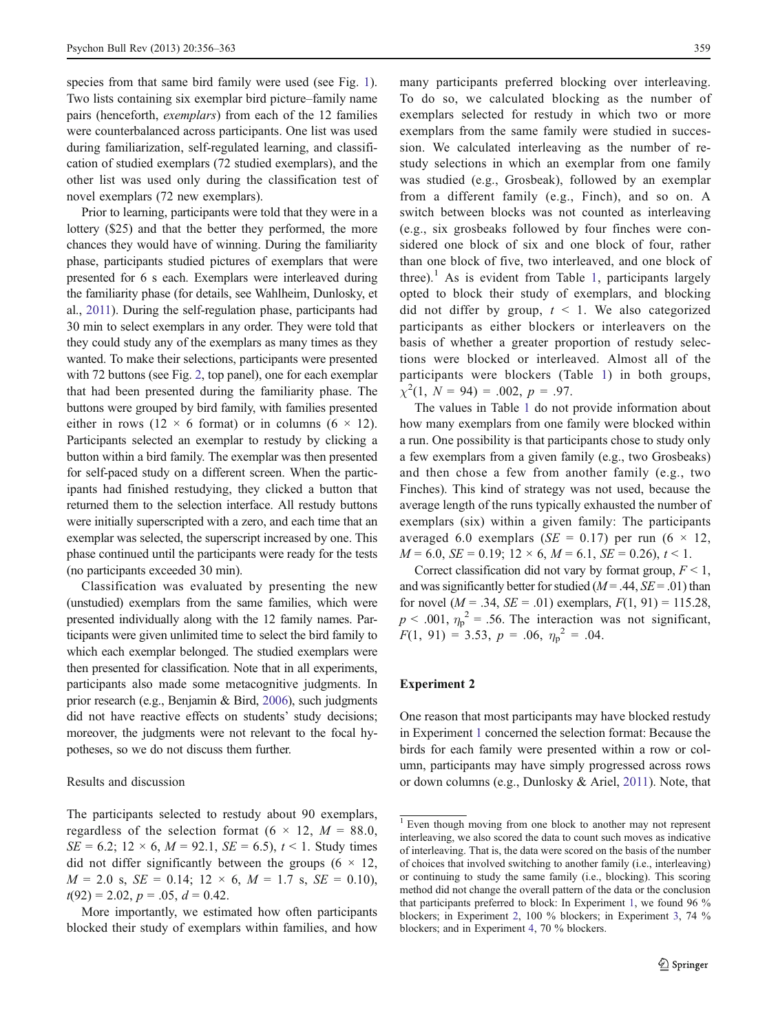species from that same bird family were used (see Fig. 1). Two lists containing six exemplar bird picture–family name pairs (henceforth, *exemplars*) from each of the 12 families were counterbalanced across participants. One list was used during familiarization, self-regulated learning, and classification of studied exemplars (72 studied exemplars), and the other list was used only during the classification test of novel exemplars (72 new exemplars).

Prior to learning, participants were told that they were in a lottery ($25) and that the better they performed, the more chances they would have of winning. During the familiarity phase, participants studied pictures of exemplars that were presented for 6 s each. Exemplars were interleaved during the familiarity phase (for details, see Wahlheim, Dunlosky, et al., 2011). During the self-regulation phase, participants had 30 min to select exemplars in any order. They were told that they could study any of the exemplars as many times as they wanted. To make their selections, participants were presented with 72 buttons (see Fig. 2, top panel), one for each exemplar that had been presented during the familiarity phase. The buttons were grouped by bird family, with families presented either in rows (12 × 6 format) or in columns (6 × 12). Participants selected an exemplar to restudy by clicking a button within a bird family. The exemplar was then presented for self-paced study on a different screen. When the participants had finished restudying, they clicked a button that returned them to the selection interface. All restudy buttons were initially superscripted with a zero, and each time that an exemplar was selected, the superscript increased by one. This phase continued until the participants were ready for the tests (no participants exceeded 30 min).

Classification was evaluated by presenting the new (unstudied) exemplars from the same families, which were presented individually along with the 12 family names. Participants were given unlimited time to select the bird family to which each exemplar belonged. The studied exemplars were then presented for classification. Note that in all experiments, participants also made some metacognitive judgments. In prior research (e.g., Benjamin & Bird, 2006), such judgments did not have reactive effects on students' study decisions; moreover, the judgments were not relevant to the focal hypotheses, so we do not discuss them further.

### Results and discussion

The participants selected to restudy about 90 exemplars, regardless of the selection format (6 × 12, $M$ = 88.0, $SE$ = 6.2; 12 × 6, $M$ = 92.1, $SE$ = 6.5), $t < 1$. Study times did not differ significantly between the groups (6 × 12, $M$ = 2.0 s, $SE$ = 0.14; 12 × 6, $M$ = 1.7 s, $SE$ = 0.10), $t(92) = 2.02$, $p = .05$, $d = 0.42$.

More importantly, we estimated how often participants blocked their study of exemplars within families, and how many participants preferred blocking over interleaving. To do so, we calculated blocking as the number of exemplars selected for restudy in which two or more exemplars from the same family were studied in succession. We calculated interleaving as the number of restudy selections in which an exemplar from one family was studied (e.g., Grosbeak), followed by an exemplar from a different family (e.g., Finch). A switch between blocks was not counted as interleaving (e.g., six grosbeaks followed by four finches were considered one block of six and one block of four, rather than one block of five, two interleaved, and one block of three).[1] As is evident from Table 1, participants largely opted to block their study of exemplars, and blocking did not differ by group, $t < 1$. We also categorized participants as either blockers or interleavers on the basis of whether a greater proportion of restudy selections were blocked or interleaved. Almost all of the participants were blockers (Table 1) in both groups, $\chi^2(1, N = 94) = .002$, $p = .97$.

The values in Table 1 do not provide information about how many exemplars from one family were blocked within a run. One possibility is that participants chose to study only a few exemplars from a given family (e.g., two Grosbeaks) and then chose a few from another family (e.g., two Finches). This kind of strategy was not used, because the average length of the runs typically exhausted the number of exemplars (six) within a given family: The participants averaged 6.0 exemplars ($SE$ = 0.17) per run (6 × 12, $M$ = 6.0, $SE$ = 0.19; 12 × 6, $M$ = 6.1, $SE$ = 0.26), $t < 1$.

Correct classification did not vary by format group, $F < 1$, and was significantly better for studied ($M$ = .44, $SE$ = .01) than for novel ($M$ = .34, $SE$ = .01) exemplars, $F(1, 91) = 115.28$, $p < .001$, $\eta_p^2 = .56$. The interaction was not significant, $F(1, 91) = 3.53$, $p = .06$, $\eta_p^2 = .04$.

## Experiment 2

One reason that most participants may have blocked restudy in Experiment 1 concerned the selection format: Because the birds for each family were presented within a row or column, participants may have simply progressed across rows or down columns (e.g., Dunlosky & Ariel, 2011). Note, that

[1] Even though moving from one block to another may not represent interleaving, we also scored the data to count such moves as indicative of interleaving. That is, the data were scored on the basis of the number of choices that involved switching to another family (i.e., interleaving) or continuing to study the same family (i.e., blocking). This scoring method did not change the overall pattern of the data or the conclusion that participants preferred to block: In Experiment 1, we found 96 % blockers; in Experiment 2, 100 % blockers; in Experiment 3, 74 % blockers; and in Experiment 4, 70 % blockers.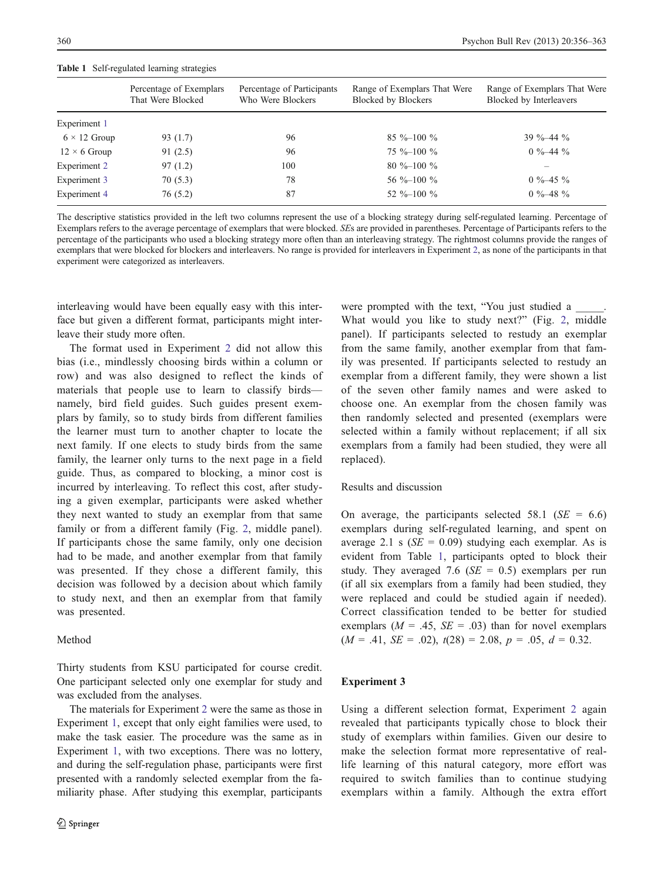**Table 1** Self-regulated learning strategies

| | Percentage of Exemplars That Were Blocked | Percentage of Participants Who Were Blockers | Range of Exemplars That Were Blocked by Blockers | Range of Exemplars That Were Blocked by Interleavers |
|---|---|---|---|---|
| Experiment 1 | | | | |
| 6 × 12 Group | 93 (1.7) | 96 | 85 %–100 % | 39 %–44 % |
| 12 × 6 Group | 91 (2.5) | 96 | 75 %–100 % | 0 %–44 % |
| Experiment 2 | 97 (1.2) | 100 | 80 %–100 % | – |
| Experiment 3 | 70 (5.3) | 78 | 56 %–100 % | 0 %–45 % |
| Experiment 4 | 76 (5.2) | 87 | 52 %–100 % | 0 %–48 % |

The descriptive statistics provided in the left two columns represent the use of a blocking strategy during self-regulated learning. Percentage of Exemplars refers to the average percentage of exemplars that were blocked. *SE*s are provided in parentheses. Percentage of Participants refers to the percentage of the participants who used a blocking strategy more often than an interleaving strategy. The rightmost columns provide the ranges of exemplars that were blocked for blockers and interleavers. No range is provided for interleavers in Experiment 2, as none of the participants in that experiment were categorized as interleavers.

interleaving would have been equally easy with this interface but given a different format, participants might interleave their study more often.

The format used in Experiment 2 did not allow this bias (i.e., mindlessly choosing birds within a column or row) and was also designed to reflect the kinds of materials that people use to learn to classify birds—namely, bird field guides. Such guides present exemplars by family, so to study birds from different families the learner must turn to another chapter to locate the next family. If one elects to study birds from the same family, the learner only turns to the next page in a field guide. Thus, as compared to blocking, a minor cost is incurred by interleaving. To reflect this cost, after studying a given exemplar, participants were asked whether they next wanted to study an exemplar from that same family or from a different family (Fig. 2, middle panel). If participants chose the same family, only one decision had to be made, and another exemplar from that family was presented. If they chose a different family, this decision was followed by a decision about which family to study next, and then an exemplar from that family was presented.

### Method

Thirty students from KSU participated for course credit. One participant selected only one exemplar for study and was excluded from the analyses.

The materials for Experiment 2 were the same as those in Experiment 1, except that only eight families were used, to make the task easier. The procedure was the same as in Experiment 1, with two exceptions. There was no lottery, and during the self-regulation phase, participants were first presented with a randomly selected exemplar from the familiarity phase. After studying this exemplar, participants were prompted with the text, "You just studied a _____. What would you like to study next?" (Fig. 2, middle panel). If participants selected to restudy an exemplar from the same family, another exemplar from that family was presented. If participants selected to restudy an exemplar from a different family, they were shown a list of the seven other family names and were asked to choose one. An exemplar from the chosen family was then randomly selected and presented (exemplars were selected within a family without replacement; if all six exemplars from a family had been studied, they were all replaced).

### Results and discussion

On average, the participants selected 58.1 ($SE$ = 6.6) exemplars during self-regulated learning, and spent on average 2.1 s ($SE$ = 0.09) studying each exemplar. As is evident from Table 1, participants opted to block their study. They averaged 7.6 ($SE$ = 0.5) exemplars per run (if all six exemplars from a family had been studied, they were replaced and could be studied again if needed). Correct classification tended to be better for studied exemplars ($M$ = .45, $SE$ = .03) than for novel exemplars ($M$ = .41, $SE$ = .02), $t(28) = 2.08$, $p = .05$, $d = 0.32$.

## Experiment 3

Using a different selection format, Experiment 2 again revealed that participants typically chose to block their study of exemplars within families. Given our desire to make the selection format more representative of real-life learning of this natural category, more effort was required to switch families than to continue studying exemplars within a family. Although the extra effort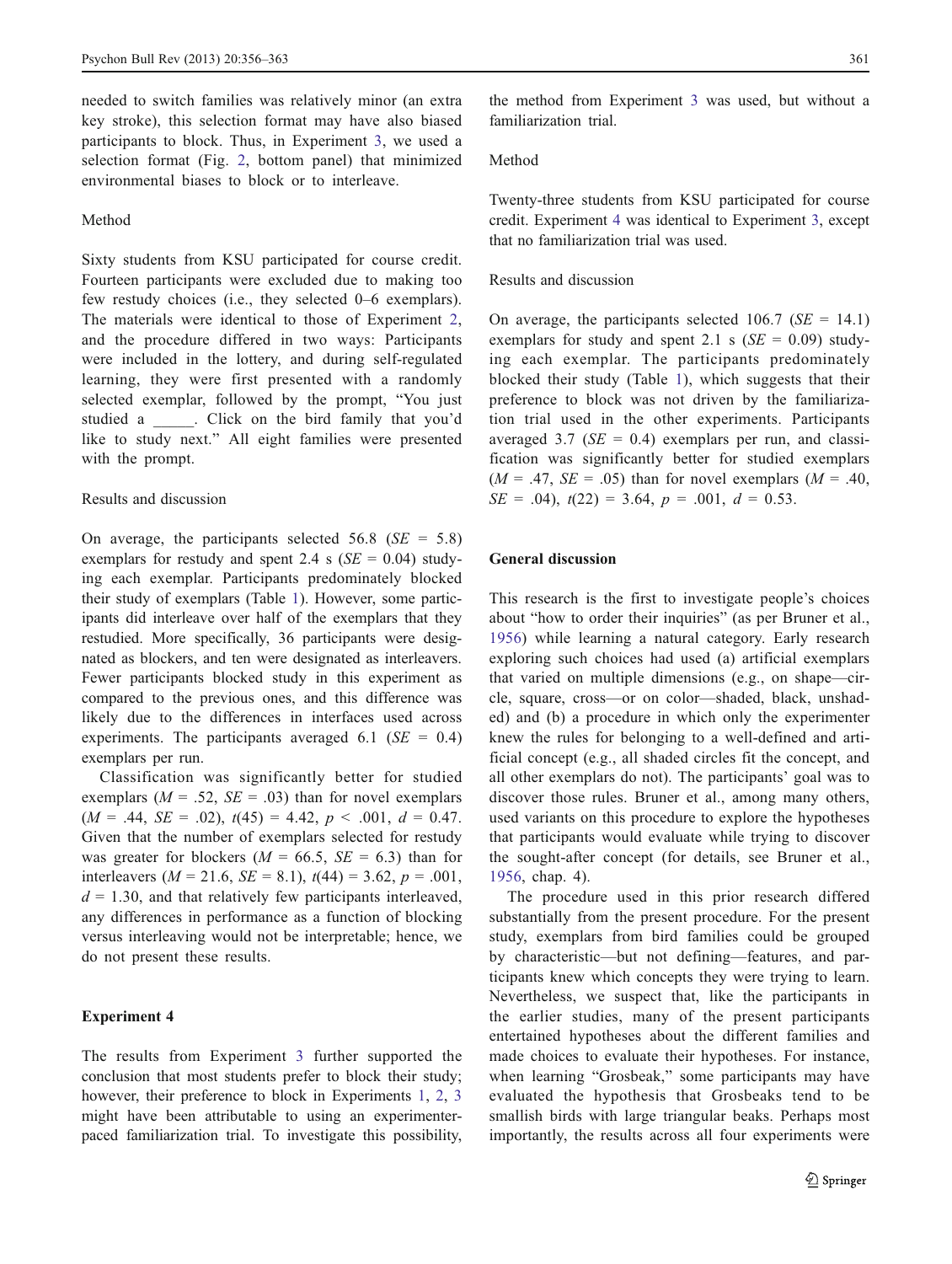needed to switch families was relatively minor (an extra key stroke), this selection format may have also biased participants to block. Thus, in Experiment 3, we used a selection format (Fig. 2, bottom panel) that minimized environmental biases to block or to interleave.

### Method

Sixty students from KSU participated for course credit. Fourteen participants were excluded due to making too few restudy choices (i.e., they selected 0–6 exemplars). The materials were identical to those of Experiment 2, and the procedure differed in two ways: Participants were included in the lottery, and during self-regulated learning, they were first presented with a randomly selected exemplar, followed by the prompt, "You just studied a \_\_\_\_\_. Click on the bird family that you'd like to study next." All eight families were presented with the prompt.

### Results and discussion

On average, the participants selected 56.8 ($SE$ = 5.8) exemplars for restudy and spent 2.4 s ($SE$ = 0.04) studying each exemplar. Participants predominately blocked their study of exemplars (Table 1). However, some participants did interleave over half of the exemplars that they restudied. More specifically, 36 participants were designated as blockers, and ten were designated as interleavers. Fewer participants blocked study in this experiment as compared to the previous ones, and this difference was likely due to the differences in interfaces used across experiments. The participants averaged 6.1 ($SE$ = 0.4) exemplars per run.

Classification was significantly better for studied exemplars ($M$ = .52, $SE$ = .03) than for novel exemplars ($M$ = .44, $SE$ = .02), $t(45) = 4.42$, $p < .001$, $d = 0.47$. Given that the number of exemplars selected for restudy was greater for blockers ($M$ = 66.5, $SE$ = 6.3) than for interleavers ($M$ = 21.6, $SE$ = 8.1), $t(44) = 3.62$, $p = .001$, $d = 1.30$, and that relatively few participants interleaved, any differences in performance as a function of blocking versus interleaving would not be interpretable; hence, we do not present these results.

## Experiment 4

The results from Experiment 3 further supported the conclusion that most students prefer to block their study; however, their preference to block in Experiments 1, 2, 3 might have been attributable to using an experimenter-paced familiarization trial. To investigate this possibility, the method from Experiment 3 was used, but without a familiarization trial.

### Method

Twenty-three students from KSU participated for course credit. Experiment 4 was identical to Experiment 3, except that no familiarization trial was used.

### Results and discussion

On average, the participants selected 106.7 ($SE$ = 14.1) exemplars for study and spent 2.1 s ($SE$ = 0.09) studying each exemplar. The participants predominately blocked their study (Table 1), which suggests that their preference to block was not driven by the familiarization trial used in the other experiments. Participants averaged 3.7 ($SE$ = 0.4) exemplars per run, and classification was significantly better for studied exemplars ($M$ = .47, $SE$ = .05) than for novel exemplars ($M$ = .40, $SE$ = .04), $t(22) = 3.64$, $p = .001$, $d = 0.53$.

## General discussion

This research is the first to investigate people's choices about "how to order their inquiries" (as per Bruner et al., 1956) while learning a natural category. Early research exploring such choices had used (a) artificial exemplars that varied on multiple dimensions (e.g., on shape—circle, square, cross—or on color—shaded, black, unshaded) and (b) a procedure in which only the experimenter knew the rules for belonging to a well-defined and artificial concept (e.g., all shaded circles fit the concept, and all other exemplars do not). The participants' goal was to discover those rules. Bruner et al., among many others, used variants on this procedure to explore the hypotheses that participants would evaluate while trying to discover the sought-after concept (for details, see Bruner et al., 1956, chap. 4).

The procedure used in this prior research differed substantially from the present procedure. For the present study, exemplars from bird families could be grouped by characteristic—but not defining—features, and participants knew which concepts they were trying to learn. Nevertheless, we suspect that, like the participants in the earlier studies, many of the present participants entertained hypotheses about the different families and made choices to evaluate their hypotheses. For instance, when learning "Grosbeak," some participants may have evaluated the hypothesis that Grosbeaks tend to be smallish birds with large triangular beaks. Perhaps most importantly, the results across all four experiments were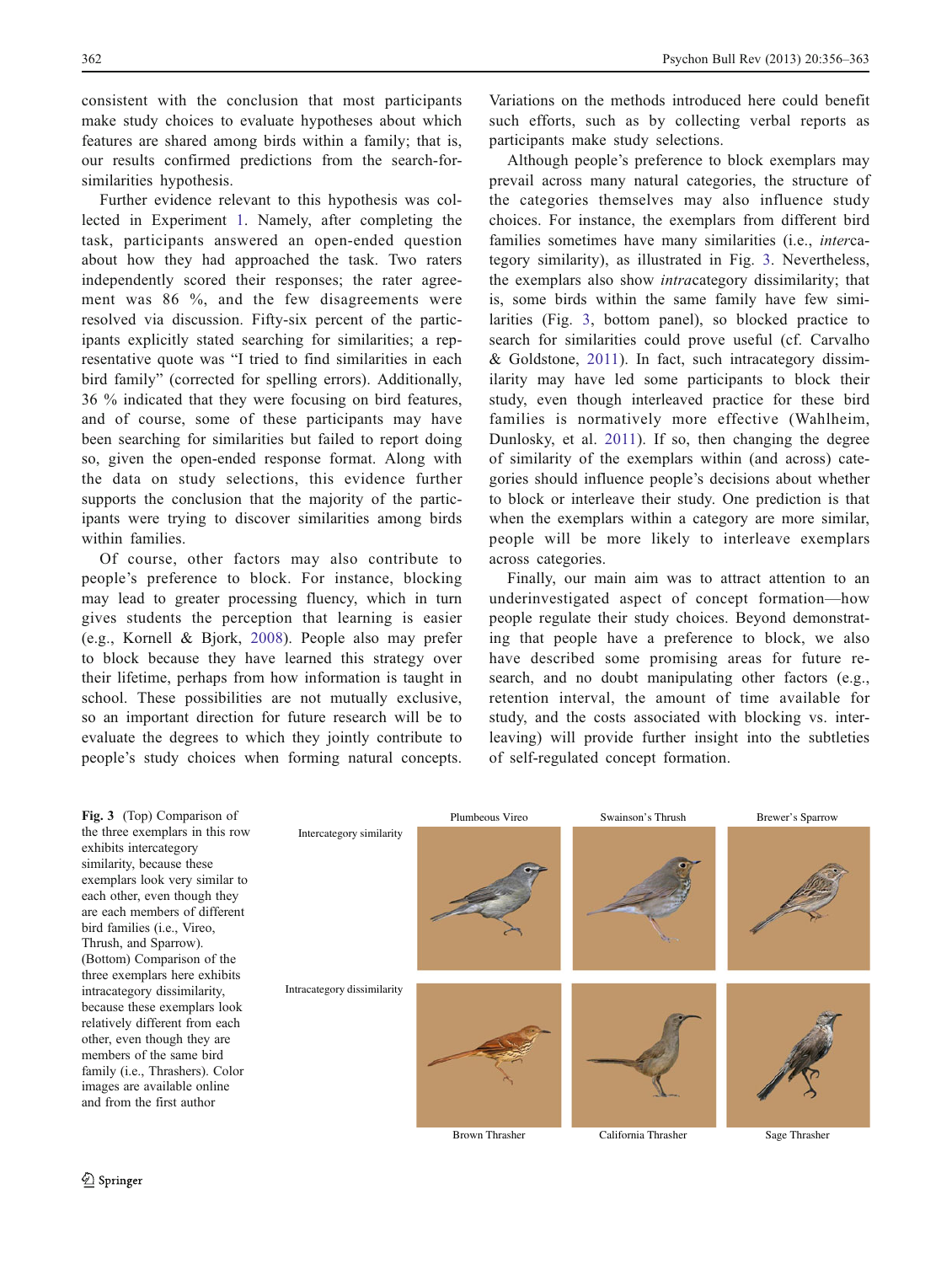consistent with the conclusion that most participants make study choices to evaluate hypotheses about which features are shared among birds within a family; that is, our results confirmed predictions from the search-for-similarities hypothesis.

Further evidence relevant to this hypothesis was collected in Experiment 1. Namely, after completing the task, participants answered an open-ended question about how they had approached the task. Two raters independently scored their responses; the rater agreement was 86 %, and the few disagreements were resolved via discussion. Fifty-six percent of the participants explicitly stated searching for similarities; a representative quote was "I tried to find similarities in each bird family" (corrected for spelling errors). Additionally, 36 % indicated that they were focusing on bird features, and of course, some of these participants may have been searching for similarities but failed to report doing so, given the open-ended response format. Along with the data on study selections, this evidence further supports the conclusion that the majority of the participants were trying to discover similarities among birds within families.

Of course, other factors may also contribute to people's preference to block. For instance, blocking may lead to greater processing fluency, which in turn gives students the perception that learning is easier (e.g., Kornell & Bjork, 2008). People also may prefer to block because they have learned this strategy over their lifetime, perhaps from how information is taught in school. These possibilities are not mutually exclusive, so an important direction for future research will be to evaluate the degrees to which they jointly contribute to people's study choices when forming natural concepts. Variations on the methods introduced here could benefit such efforts, such as by collecting verbal reports as participants make study selections.

Although people's preference to block exemplars may prevail across many natural categories, the structure of the categories themselves may also influence study choices. For instance, the exemplars from different bird families sometimes have many similarities (i.e., *inter*category similarity), as illustrated in Fig. 3. Nevertheless, the exemplars also show *intra*category dissimilarity; that is, some birds within the same family have few similarities (Fig. 3, bottom panel), so blocked practice to search for similarities could prove useful (cf. Carvalho & Goldstone, 2011). In fact, such intracategory dissimilarity may have led some participants to block their study, even though interleaved practice for these bird families is normatively more effective (Wahlheim, Dunlosky, et al. 2011). If so, then changing the degree of similarity of the exemplars within (and across) categories should influence people's decisions about whether to block or interleave their study. One prediction is that when the exemplars within a category are more similar, people will be more likely to interleave exemplars across categories.

Finally, our main aim was to attract attention to an underinvestigated aspect of concept formation—how people regulate their study choices. Beyond demonstrating that people have a preference to block, we also have described some promising areas for future research, and no doubt manipulating other factors (e.g., retention interval, the amount of time available for study, and the costs associated with blocking vs. interleaving) will provide further insight into the subtleties of self-regulated concept formation.

**Fig. 3** (Top) Comparison of the three exemplars in this row exhibits intercategory similarity, because these exemplars look very similar to each other, even though they are each members of different bird families (i.e., Vireo, Thrush, and Sparrow). (Bottom) Comparison of the three exemplars here exhibits intracategory dissimilarity, because these exemplars look relatively different from each other, even though they are members of the same bird family (i.e., Thrashers). Color images are available online and from the first author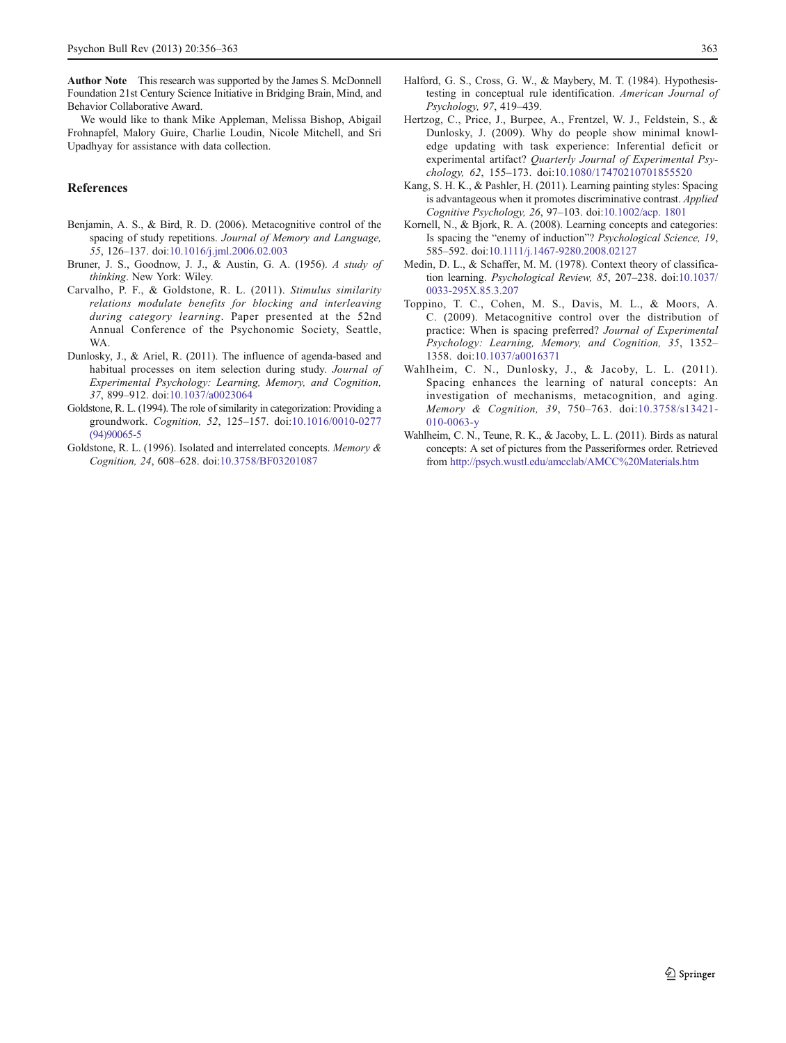**Author Note** This research was supported by the James S. McDonnell Foundation 21st Century Science Initiative in Bridging Brain, Mind, and Behavior Collaborative Award.

We would like to thank Mike Appleman, Melissa Bishop, Abigail Frohnapfel, Malory Guire, Charlie Loudin, Nicole Mitchell, and Sri Upadhyay for assistance with data collection.

## References

Benjamin, A. S., & Bird, R. D. (2006). Metacognitive control of the spacing of study repetitions. *Journal of Memory and Language, 55*, 126–137. doi:10.1016/j.jml.2006.02.003

Bruner, J. S., Goodnow, J. J., & Austin, G. A. (1956). *A study of thinking*. New York: Wiley.

Carvalho, P. F., & Goldstone, R. L. (2011). *Stimulus similarity relations modulate benefits for blocking and interleaving during category learning*. Paper presented at the 52nd Annual Conference of the Psychonomic Society, Seattle, WA.

Dunlosky, J., & Ariel, R. (2011). The influence of agenda-based and habitual processes on item selection during study. *Journal of Experimental Psychology: Learning, Memory, and Cognition, 37*, 899–912. doi:10.1037/a0023064

Goldstone, R. L. (1994). The role of similarity in categorization: Providing a groundwork. *Cognition, 52*, 125–157. doi:10.1016/0010-0277(94)90065-5

Goldstone, R. L. (1996). Isolated and interrelated concepts. *Memory & Cognition, 24*, 608–628. doi:10.3758/BF03201087

Halford, G. S., Cross, G. W., & Maybery, M. T. (1984). Hypothesis-testing in conceptual rule identification. *American Journal of Psychology, 97*, 419–439.

Hertzog, C., Price, J., Burpee, A., Frentzel, W. J., Feldstein, S., & Dunlosky, J. (2009). Why do people show minimal knowledge updating with task experience: Inferential deficit or experimental artifact? *Quarterly Journal of Experimental Psychology, 62*, 155–173. doi:10.1080/17470210701855520

Kang, S. H. K., & Pashler, H. (2011). Learning painting styles: Spacing is advantageous when it promotes discriminative contrast. *Applied Cognitive Psychology, 26*, 97–103. doi:10.1002/acp. 1801

Kornell, N., & Bjork, R. A. (2008). Learning concepts and categories: Is spacing the "enemy of induction"? *Psychological Science, 19*, 585–592. doi:10.1111/j.1467-9280.2008.02127

Medin, D. L., & Schaffer, M. M. (1978). Context theory of classification learning. *Psychological Review, 85*, 207–238. doi:10.1037/0033-295X.85.3.207

Toppino, T. C., Cohen, M. S., Davis, M. L., & Moors, A. C. (2009). Metacognitive control over the distribution of practice: When is spacing preferred? *Journal of Experimental Psychology: Learning, Memory, and Cognition, 35*, 1352–1358. doi:10.1037/a0016371

Wahlheim, C. N., Dunlosky, J., & Jacoby, L. L. (2011). Spacing enhances the learning of natural concepts: An investigation of mechanisms, metacognition, and aging. *Memory & Cognition, 39*, 750–763. doi:10.3758/s13421-010-0063-y

Wahlheim, C. N., Teune, R. K., & Jacoby, L. L. (2011). Birds as natural concepts: A set of pictures from the Passeriformes order. Retrieved from http://psych.wustl.edu/amcclab/AMCC%20Materials.htm